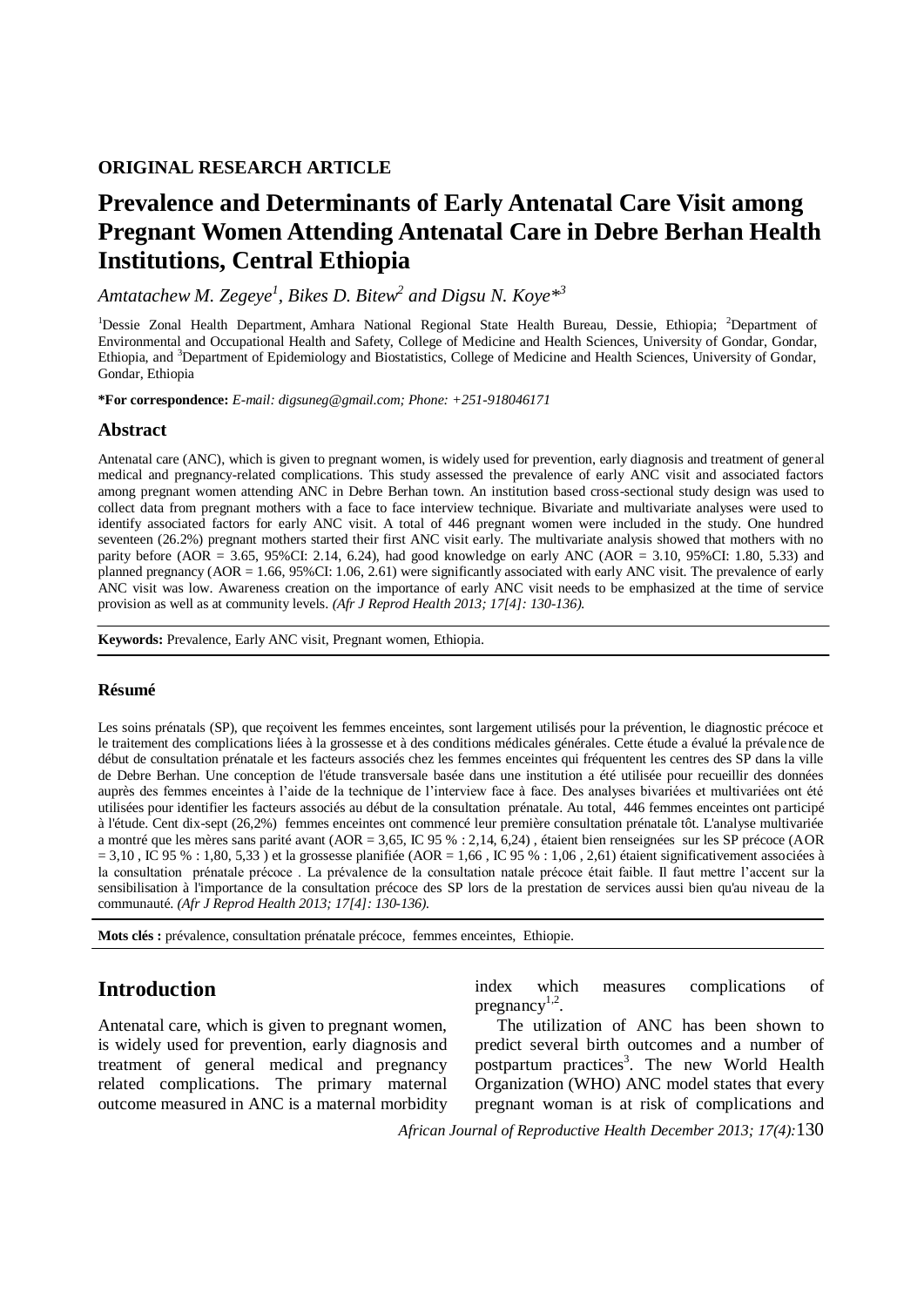**ORIGINAL RESEARCH ARTICLE**

# Prevalence and Determinants of Early Antenatal Care Visit among Pregnant Women Attending Antenatal Care in Debre Berhan Health Institutions, Central Ethiopia

*Amtatachew M. Zegeye[1], Bikes D. Bitew[2] and Digsu N. Koye*[3]*

[1]Dessie Zonal Health Department, Amhara National Regional State Health Bureau, Dessie, Ethiopia; [2]Department of Environmental and Occupational Health and Safety, College of Medicine and Health Sciences, University of Gondar, Gondar, Ethiopia, and [3]Department of Epidemiology and Biostatistics, College of Medicine and Health Sciences, University of Gondar, Gondar, Ethiopia

**\*For correspondence:** *E-mail: digsuneg@gmail.com; Phone: +251-918046171*

## Abstract

Antenatal care (ANC), which is given to pregnant women, is widely used for prevention, early diagnosis and treatment of general medical and pregnancy-related complications. This study assessed the prevalence of early ANC visit and associated factors among pregnant women attending ANC in Debre Berhan town. An institution based cross-sectional study design was used to collect data from pregnant mothers with a face to face interview technique. Bivariate and multivariate analyses were used to identify associated factors for early ANC visit. A total of 446 pregnant women were included in the study. One hundred seventeen (26.2%) pregnant mothers started their first ANC visit early. The multivariate analysis showed that mothers with no parity before (AOR = 3.65, 95%CI: 2.14, 6.24), had good knowledge on early ANC (AOR = 3.10, 95%CI: 1.80, 5.33) and planned pregnancy (AOR = 1.66, 95%CI: 1.06, 2.61) were significantly associated with early ANC visit. The prevalence of early ANC visit was low. Awareness creation on the importance of early ANC visit needs to be emphasized at the time of service provision as well as at community levels. *(Afr J Reprod Health 2013; 17[4]: 130-136).*

**Keywords:** Prevalence, Early ANC visit, Pregnant women, Ethiopia.

### Résumé

Les soins prénatals (SP), que reçoivent les femmes enceintes, sont largement utilisés pour la prévention, le diagnostic précoce et le traitement des complications liées à la grossesse et à des conditions médicales générales. Cette étude a évalué la prévalence de début de consultation prénatale et les facteurs associés chez les femmes enceintes qui fréquentent les centres des SP dans la ville de Debre Berhan. Une conception de l'étude transversale basée dans une institution a été utilisée pour recueillir des données auprès des femmes enceintes à l'aide de la technique de l'interview face à face. Des analyses bivariées et multivariées ont été utilisées pour identifier les facteurs associés au début de la consultation prénatale. Au total, 446 femmes enceintes ont participé à l'étude. Cent dix-sept (26,2%) femmes enceintes ont commencé leur première consultation prénatale tôt. L'analyse multivariée a montré que les mères sans parité avant (AOR = 3,65, IC 95 % : 2,14, 6,24) , étaient bien renseignées sur les SP précoce (AOR = 3,10 , IC 95 % : 1,80, 5,33 ) et la grossesse planifiée (AOR = 1,66 , IC 95 % : 1,06 , 2,61) étaient significativement associées à la consultation prénatale précoce . La prévalence de la consultation natale précoce était faible. Il faut mettre l'accent sur la sensibilisation à l'importance de la consultation précoce des SP lors de la prestation de services aussi bien qu'au niveau de la communauté. *(Afr J Reprod Health 2013; 17[4]: 130-136).*

**Mots clés :** prévalence, consultation prénatale précoce, femmes enceintes, Ethiopie.

## Introduction

Antenatal care, which is given to pregnant women, is widely used for prevention, early diagnosis and treatment of general medical and pregnancy related complications. The primary maternal outcome measured in ANC is a maternal morbidity index which measures complications of pregnancy[1,2].

The utilization of ANC has been shown to predict several birth outcomes and a number of postpartum practices[3]. The new World Health Organization (WHO) ANC model states that every pregnant woman is at risk of complications and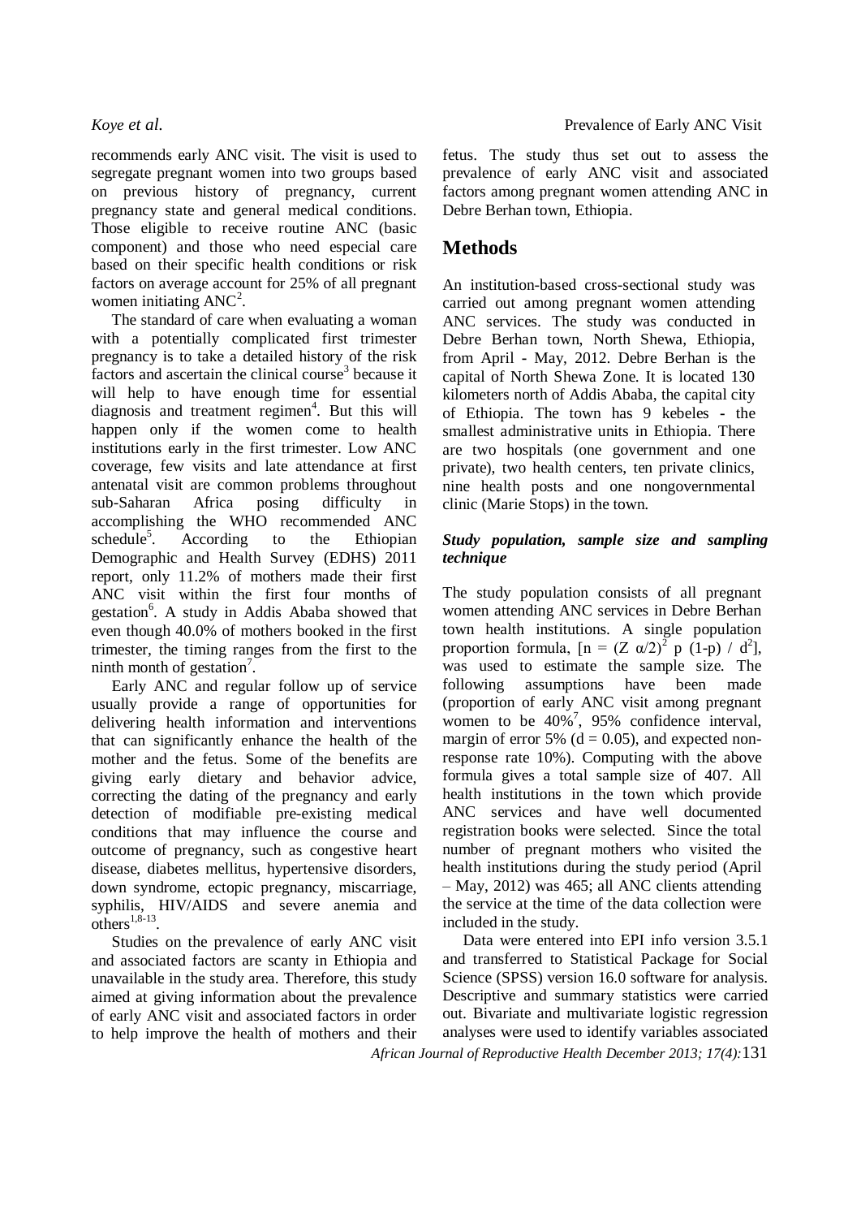recommends early ANC visit. The visit is used to segregate pregnant women into two groups based on previous history of pregnancy, current pregnancy state and general medical conditions. Those eligible to receive routine ANC (basic component) and those who need especial care based on their specific health conditions or risk factors on average account for 25% of all pregnant women initiating ANC[2].

The standard of care when evaluating a woman with a potentially complicated first trimester pregnancy is to take a detailed history of the risk factors and ascertain the clinical course[3] because it will help to have enough time for essential diagnosis and treatment regimen[4]. But this will happen only if the women come to health institutions early in the first trimester. Low ANC coverage, few visits and late attendance at first antenatal visit are common problems throughout sub-Saharan Africa posing difficulty in accomplishing the WHO recommended ANC schedule[5]. According to the Ethiopian Demographic and Health Survey (EDHS) 2011 report, only 11.2% of mothers made their first ANC visit within the first four months of gestation[6]. A study in Addis Ababa showed that even though 40.0% of mothers booked in the first trimester, the timing ranges from the first to the ninth month of gestation[7].

Early ANC and regular follow up of service usually provide a range of opportunities for delivering health information and interventions that can significantly enhance the health of the mother and the fetus. Some of the benefits are giving early dietary and behavior advice, correcting the dating of the pregnancy and early detection of modifiable pre-existing medical conditions that may influence the course and outcome of pregnancy, such as congestive heart disease, diabetes mellitus, hypertensive disorders, down syndrome, ectopic pregnancy, miscarriage, syphilis, HIV/AIDS and severe anemia and others[1,8-13].

Studies on the prevalence of early ANC visit and associated factors are scanty in Ethiopia and unavailable in the study area. Therefore, this study aimed at giving information about the prevalence of early ANC visit and associated factors in order to help improve the health of mothers and their fetus. The study thus set out to assess the prevalence of early ANC visit and associated factors among pregnant women attending ANC in Debre Berhan town, Ethiopia.

## Methods

An institution-based cross-sectional study was carried out among pregnant women attending ANC services. The study was conducted in Debre Berhan town, North Shewa, Ethiopia, from April - May, 2012. Debre Berhan is the capital of North Shewa Zone. It is located 130 kilometers north of Addis Ababa, the capital city of Ethiopia. The town has 9 kebeles - the smallest administrative units in Ethiopia. There are two hospitals (one government and one private), two health centers, ten private clinics, nine health posts and one nongovernmental clinic (Marie Stops) in the town.

### *Study population, sample size and sampling technique*

The study population consists of all pregnant women attending ANC services in Debre Berhan town health institutions. A single population proportion formula, [$n = (Z\ \alpha/2)^2\ p\ (1\text{-}p)\ /\ d^2$], was used to estimate the sample size. The following assumptions have been made (proportion of early ANC visit among pregnant women to be 40%[7], 95% confidence interval, margin of error 5% ($d = 0.05$), and expected non-response rate 10%). Computing with the above formula gives a total sample size of 407. All health institutions in the town which provide ANC services and have well documented registration books were selected. Since the total number of pregnant mothers who visited the health institutions during the study period (April – May, 2012) was 465; all ANC clients attending the service at the time of the data collection were included in the study.

Data were entered into EPI info version 3.5.1 and transferred to Statistical Package for Social Science (SPSS) version 16.0 software for analysis. Descriptive and summary statistics were carried out. Bivariate and multivariate logistic regression analyses were used to identify variables associated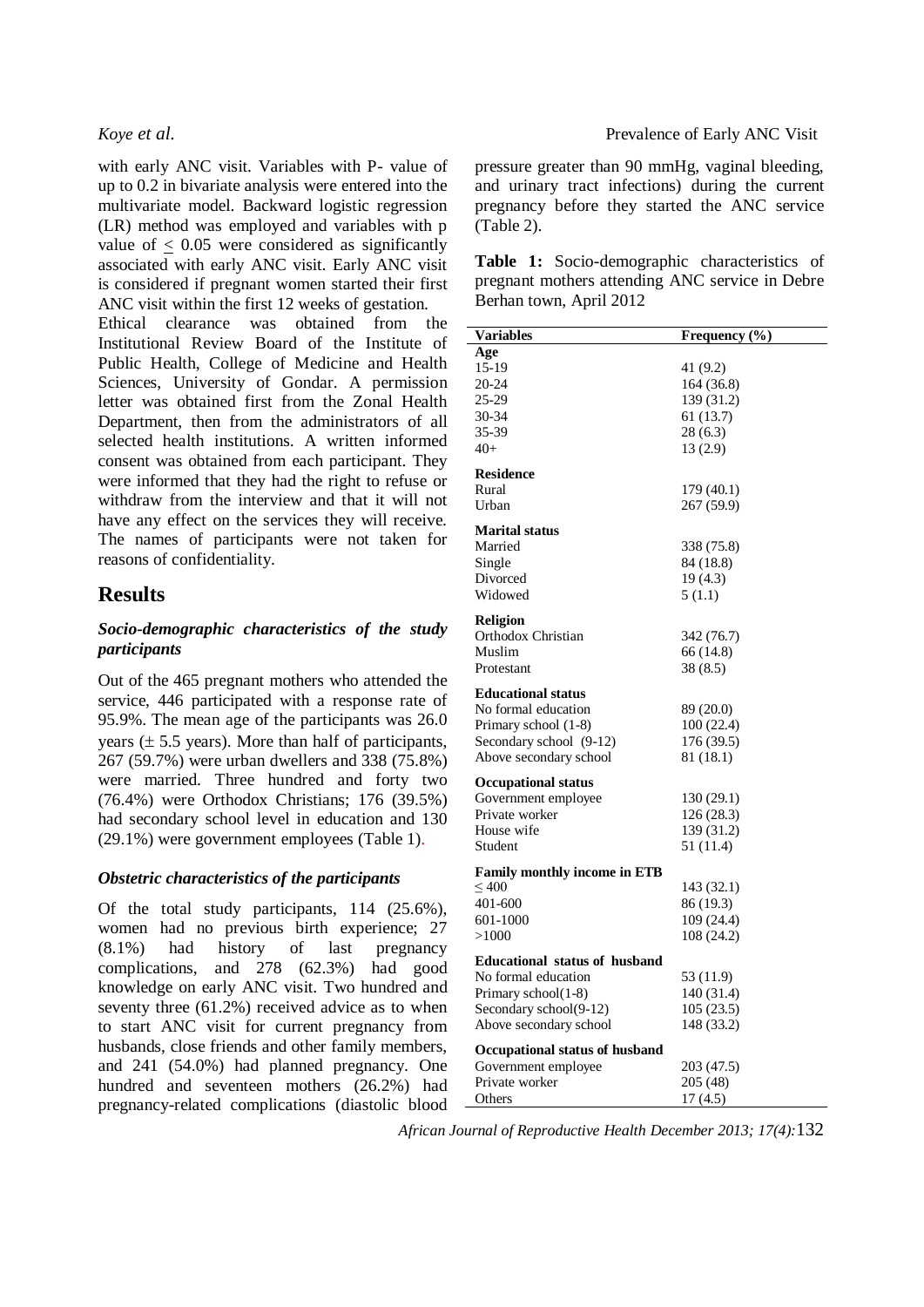with early ANC visit. Variables with P- value of up to 0.2 in bivariate analysis were entered into the multivariate model. Backward logistic regression (LR) method was employed and variables with p value of $\leq$ 0.05 were considered as significantly associated with early ANC visit. Early ANC visit is considered if pregnant women started their first ANC visit within the first 12 weeks of gestation.

Ethical clearance was obtained from the Institutional Review Board of the Institute of Public Health, College of Medicine and Health Sciences, University of Gondar. A permission letter was obtained first from the Zonal Health Department, then from the administrators of all selected health institutions. A written informed consent was obtained from each participant. They were informed that they had the right to refuse or withdraw from the interview and that it will not have any effect on the services they will receive. The names of participants were not taken for reasons of confidentiality.

# Results

### *Socio-demographic characteristics of the study participants*

Out of the 465 pregnant mothers who attended the service, 446 participated with a response rate of 95.9%. The mean age of the participants was 26.0 years ($\pm$ 5.5 years). More than half of participants, 267 (59.7%) were urban dwellers and 338 (75.8%) were married. Three hundred and forty two (76.4%) were Orthodox Christians; 176 (39.5%) had secondary school level in education and 130 (29.1%) were government employees (Table 1).

### *Obstetric characteristics of the participants*

Of the total study participants, 114 (25.6%), women had no previous birth experience; 27 (8.1%) had history of last pregnancy complications, and 278 (62.3%) had good knowledge on early ANC visit. Two hundred and seventy three (61.2%) received advice as to when to start ANC visit for current pregnancy from husbands, close friends and other family members, and 241 (54.0%) had planned pregnancy. One hundred and seventeen mothers (26.2%) had pregnancy-related complications (diastolic blood pressure greater than 90 mmHg, vaginal bleeding, and urinary tract infections) during the current pregnancy before they started the ANC service (Table 2).

**Table 1:** Socio-demographic characteristics of pregnant mothers attending ANC service in Debre Berhan town, April 2012

| Variables | Frequency (%) |
|---|---|
| **Age** | |
| 15-19 | 41 (9.2) |
| 20-24 | 164 (36.8) |
| 25-29 | 139 (31.2) |
| 30-34 | 61 (13.7) |
| 35-39 | 28 (6.3) |
| 40+ | 13 (2.9) |
| **Residence** | |
| Rural | 179 (40.1) |
| Urban | 267 (59.9) |
| **Marital status** | |
| Married | 338 (75.8) |
| Single | 84 (18.8) |
| Divorced | 19 (4.3) |
| Widowed | 5 (1.1) |
| **Religion** | |
| Orthodox Christian | 342 (76.7) |
| Muslim | 66 (14.8) |
| Protestant | 38 (8.5) |
| **Educational status** | |
| No formal education | 89 (20.0) |
| Primary school (1-8) | 100 (22.4) |
| Secondary school (9-12) | 176 (39.5) |
| Above secondary school | 81 (18.1) |
| **Occupational status** | |
| Government employee | 130 (29.1) |
| Private worker | 126 (28.3) |
| House wife | 139 (31.2) |
| Student | 51 (11.4) |
| **Family monthly income in ETB** | |
| $\leq$ 400 | 143 (32.1) |
| 401-600 | 86 (19.3) |
| 601-1000 | 109 (24.4) |
| >1000 | 108 (24.2) |
| **Educational status of husband** | |
| No formal education | 53 (11.9) |
| Primary school(1-8) | 140 (31.4) |
| Secondary school(9-12) | 105 (23.5) |
| Above secondary school | 148 (33.2) |
| **Occupational status of husband** | |
| Government employee | 203 (47.5) |
| Private worker | 205 (48) |
| Others | 17 (4.5) |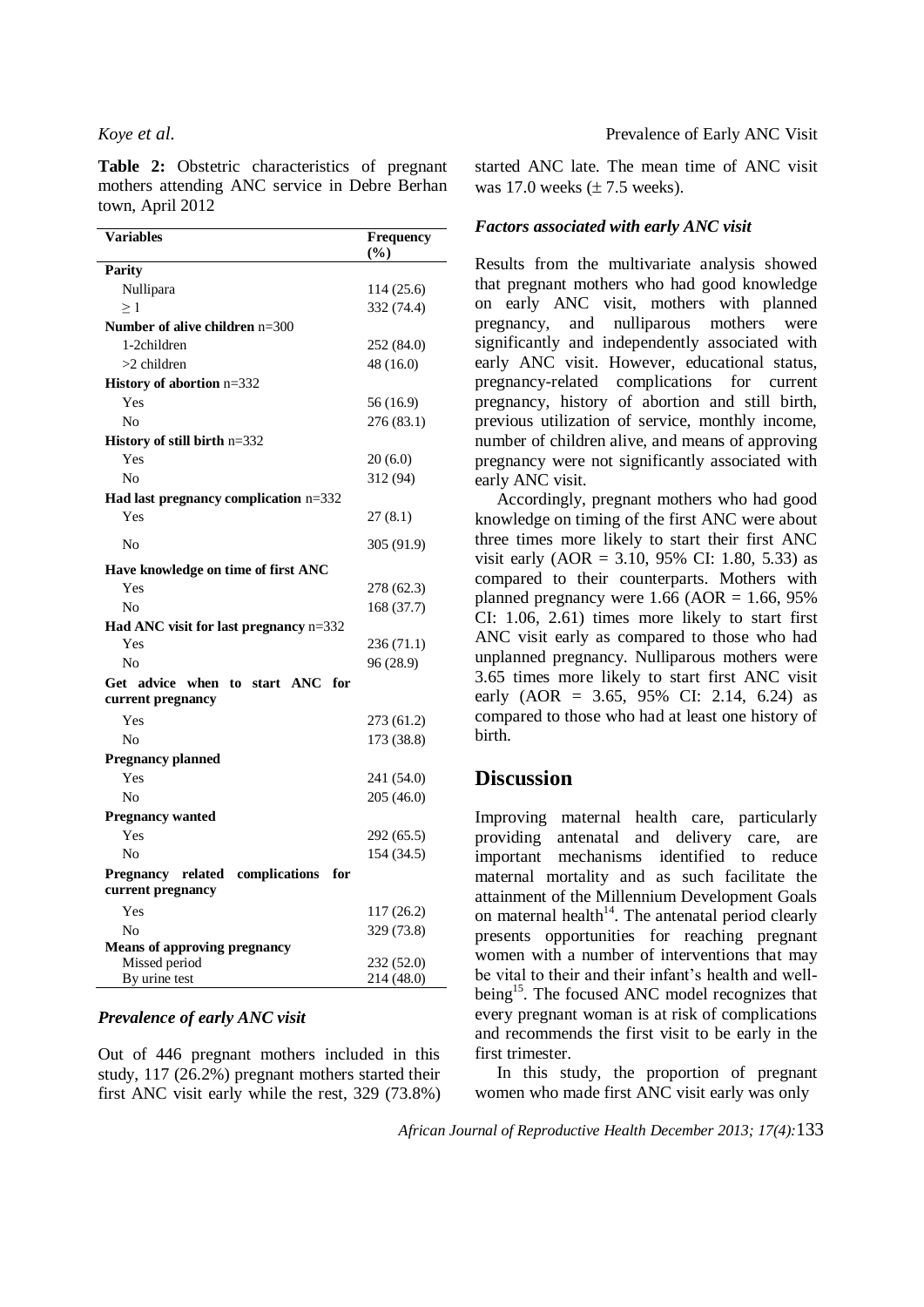**Table 2:** Obstetric characteristics of pregnant mothers attending ANC service in Debre Berhan town, April 2012

| Variables | Frequency (%) |
|---|---|
| **Parity** | |
| Nullipara | 114 (25.6) |
| ≥ 1 | 332 (74.4) |
| **Number of alive children** n=300 | |
| 1-2children | 252 (84.0) |
| >2 children | 48 (16.0) |
| **History of abortion** n=332 | |
| Yes | 56 (16.9) |
| No | 276 (83.1) |
| **History of still birth** n=332 | |
| Yes | 20 (6.0) |
| No | 312 (94) |
| **Had last pregnancy complication** n=332 | |
| Yes | 27 (8.1) |
| No | 305 (91.9) |
| **Have knowledge on time of first ANC** | |
| Yes | 278 (62.3) |
| No | 168 (37.7) |
| **Had ANC visit for last pregnancy** n=332 | |
| Yes | 236 (71.1) |
| No | 96 (28.9) |
| **Get advice when to start ANC for current pregnancy** | |
| Yes | 273 (61.2) |
| No | 173 (38.8) |
| **Pregnancy planned** | |
| Yes | 241 (54.0) |
| No | 205 (46.0) |
| **Pregnancy wanted** | |
| Yes | 292 (65.5) |
| No | 154 (34.5) |
| **Pregnancy related complications for current pregnancy** | |
| Yes | 117 (26.2) |
| No | 329 (73.8) |
| **Means of approving pregnancy** | |
| Missed period | 232 (52.0) |
| By urine test | 214 (48.0) |

### *Prevalence of early ANC visit*

Out of 446 pregnant mothers included in this study, 117 (26.2%) pregnant mothers started their first ANC visit early while the rest, 329 (73.8%) started ANC late. The mean time of ANC visit was 17.0 weeks (± 7.5 weeks).

### *Factors associated with early ANC visit*

Results from the multivariate analysis showed that pregnant mothers who had good knowledge on early ANC visit, mothers with planned pregnancy, and nulliparous mothers were significantly and independently associated with early ANC visit. However, educational status, pregnancy-related complications for current pregnancy, history of abortion and still birth, previous utilization of service, monthly income, number of children alive, and means of approving pregnancy were not significantly associated with early ANC visit.

Accordingly, pregnant mothers who had good knowledge on timing of the first ANC were about three times more likely to start their first ANC visit early (AOR = 3.10, 95% CI: 1.80, 5.33) as compared to their counterparts. Mothers with planned pregnancy were 1.66 (AOR = 1.66, 95% CI: 1.06, 2.61) times more likely to start first ANC visit early as compared to those who had unplanned pregnancy. Nulliparous mothers were 3.65 times more likely to start first ANC visit early (AOR = 3.65, 95% CI: 2.14, 6.24) as compared to those who had at least one history of birth.

## Discussion

Improving maternal health care, particularly providing antenatal and delivery care, are important mechanisms identified to reduce maternal mortality and as such facilitate the attainment of the Millennium Development Goals on maternal health[14]. The antenatal period clearly presents opportunities for reaching pregnant women with a number of interventions that may be vital to their and their infant's health and well-being[15]. The focused ANC model recognizes that every pregnant woman is at risk of complications and recommends the first visit to be early in the first trimester.

In this study, the proportion of pregnant women who made first ANC visit early was only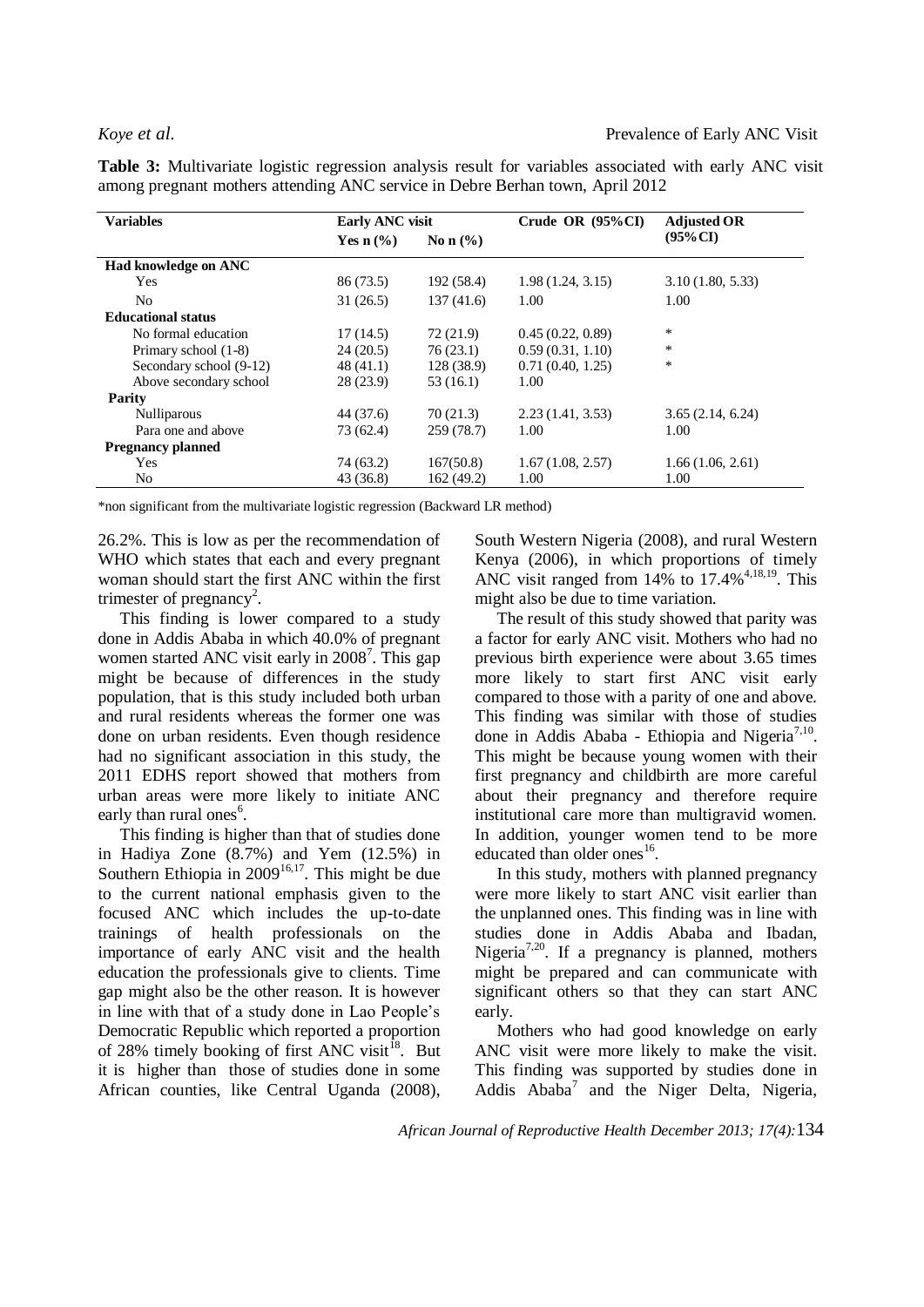**Table 3:** Multivariate logistic regression analysis result for variables associated with early ANC visit among pregnant mothers attending ANC service in Debre Berhan town, April 2012

| Variables | Early ANC visit | | Crude OR (95%CI) | Adjusted OR (95%CI) |
|---|---|---|---|---|
| | Yes n (%) | No n (%) | | |
| **Had knowledge on ANC** | | | | |
| Yes | 86 (73.5) | 192 (58.4) | 1.98 (1.24, 3.15) | 3.10 (1.80, 5.33) |
| No | 31 (26.5) | 137 (41.6) | 1.00 | 1.00 |
| **Educational status** | | | | |
| No formal education | 17 (14.5) | 72 (21.9) | 0.45 (0.22, 0.89) | * |
| Primary school (1-8) | 24 (20.5) | 76 (23.1) | 0.59 (0.31, 1.10) | * |
| Secondary school (9-12) | 48 (41.1) | 128 (38.9) | 0.71 (0.40, 1.25) | * |
| Above secondary school | 28 (23.9) | 53 (16.1) | 1.00 | |
| **Parity** | | | | |
| Nulliparous | 44 (37.6) | 70 (21.3) | 2.23 (1.41, 3.53) | 3.65 (2.14, 6.24) |
| Para one and above | 73 (62.4) | 259 (78.7) | 1.00 | 1.00 |
| **Pregnancy planned** | | | | |
| Yes | 74 (63.2) | 167(50.8) | 1.67 (1.08, 2.57) | 1.66 (1.06, 2.61) |
| No | 43 (36.8) | 162 (49.2) | 1.00 | 1.00 |

*non significant from the multivariate logistic regression (Backward LR method)

26.2%. This is low as per the recommendation of WHO which states that each and every pregnant woman should start the first ANC within the first trimester of pregnancy[2].

This finding is lower compared to a study done in Addis Ababa in which 40.0% of pregnant women started ANC visit early in 2008[7]. This gap might be because of differences in the study population, that is this study included both urban and rural residents whereas the former one was done on urban residents. Even though residence had no significant association in this study, the 2011 EDHS report showed that mothers from urban areas were more likely to initiate ANC early than rural ones[6].

This finding is higher than that of studies done in Hadiya Zone (8.7%) and Yem (12.5%) in Southern Ethiopia in 2009[16,17]. This might be due to the current national emphasis given to the focused ANC which includes the up-to-date trainings of health professionals on the importance of early ANC visit and the health education the professionals give to clients. Time gap might also be the other reason. It is however in line with that of a study done in Lao People's Democratic Republic which reported a proportion of 28% timely booking of first ANC visit[18]. But it is higher than those of studies done in some African counties, like Central Uganda (2008), South Western Nigeria (2008), and rural Western Kenya (2006), in which proportions of timely ANC visit ranged from 14% to 17.4%[4,18,19]. This might also be due to time variation.

The result of this study showed that parity was a factor for early ANC visit. Mothers who had no previous birth experience were about 3.65 times more likely to start first ANC visit early compared to those with a parity of one and above. This finding was similar with those of studies done in Addis Ababa - Ethiopia and Nigeria[7,10]. This might be because young women with their first pregnancy and childbirth are more careful about their pregnancy and therefore require institutional care more than multigravid women. In addition, younger women tend to be more educated than older ones[16].

In this study, mothers with planned pregnancy were more likely to start ANC visit earlier than the unplanned ones. This finding was in line with studies done in Addis Ababa and Ibadan, Nigeria[7,20]. If a pregnancy is planned, mothers might be prepared and can communicate with significant others so that they can start ANC early.

Mothers who had good knowledge on early ANC visit were more likely to make the visit. This finding was supported by studies done in Addis Ababa[7] and the Niger Delta, Nigeria,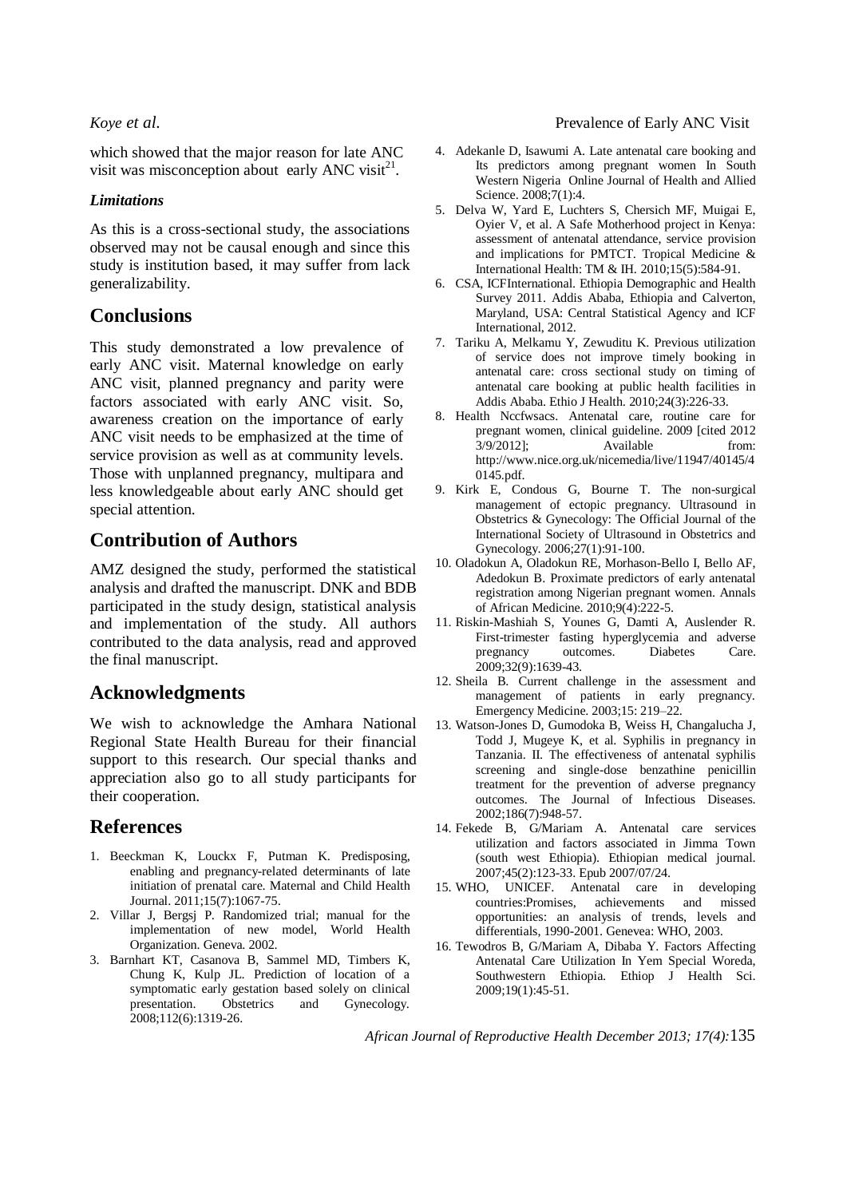which showed that the major reason for late ANC visit was misconception about early ANC visit[21].

### *Limitations*

As this is a cross-sectional study, the associations observed may not be causal enough and since this study is institution based, it may suffer from lack generalizability.

## Conclusions

This study demonstrated a low prevalence of early ANC visit. Maternal knowledge on early ANC visit, planned pregnancy and parity were factors associated with early ANC visit. So, awareness creation on the importance of early ANC visit needs to be emphasized at the time of service provision as well as at community levels. Those with unplanned pregnancy, multipara and less knowledgeable about early ANC should get special attention.

## Contribution of Authors

AMZ designed the study, performed the statistical analysis and drafted the manuscript. DNK and BDB participated in the study design, statistical analysis and implementation of the study. All authors contributed to the data analysis, read and approved the final manuscript.

## Acknowledgments

We wish to acknowledge the Amhara National Regional State Health Bureau for their financial support to this research. Our special thanks and appreciation also go to all study participants for their cooperation.

## References

1. Beeckman K, Louckx F, Putman K. Predisposing, enabling and pregnancy-related determinants of late initiation of prenatal care. Maternal and Child Health Journal. 2011;15(7):1067-75.
2. Villar J, Bergsj P. Randomized trial; manual for the implementation of new model, World Health Organization. Geneva. 2002.
3. Barnhart KT, Casanova B, Sammel MD, Timbers K, Chung K, Kulp JL. Prediction of location of a symptomatic early gestation based solely on clinical presentation. Obstetrics and Gynecology. 2008;112(6):1319-26.
4. Adekanle D, Isawumi A. Late antenatal care booking and Its predictors among pregnant women In South Western Nigeria Online Journal of Health and Allied Science. 2008;7(1):4.
5. Delva W, Yard E, Luchters S, Chersich MF, Muigai E, Oyier V, et al. A Safe Motherhood project in Kenya: assessment of antenatal attendance, service provision and implications for PMTCT. Tropical Medicine & International Health: TM & IH. 2010;15(5):584-91.
6. CSA, ICFInternational. Ethiopia Demographic and Health Survey 2011. Addis Ababa, Ethiopia and Calverton, Maryland, USA: Central Statistical Agency and ICF International, 2012.
7. Tariku A, Melkamu Y, Zewuditu K. Previous utilization of service does not improve timely booking in antenatal care: cross sectional study on timing of antenatal care booking at public health facilities in Addis Ababa. Ethio J Health. 2010;24(3):226-33.
8. Health Nccfwsacs. Antenatal care, routine care for pregnant women, clinical guideline. 2009 [cited 2012 3/9/2012]; Available from: http://www.nice.org.uk/nicemedia/live/11947/40145/40145.pdf.
9. Kirk E, Condous G, Bourne T. The non-surgical management of ectopic pregnancy. Ultrasound in Obstetrics & Gynecology: The Official Journal of the International Society of Ultrasound in Obstetrics and Gynecology. 2006;27(1):91-100.
10. Oladokun A, Oladokun RE, Morhason-Bello I, Bello AF, Adedokun B. Proximate predictors of early antenatal registration among Nigerian pregnant women. Annals of African Medicine. 2010;9(4):222-5.
11. Riskin-Mashiah S, Younes G, Damti A, Auslender R. First-trimester fasting hyperglycemia and adverse pregnancy outcomes. Diabetes Care. 2009;32(9):1639-43.
12. Sheila B. Current challenge in the assessment and management of patients in early pregnancy. Emergency Medicine. 2003;15: 219–22.
13. Watson-Jones D, Gumodoka B, Weiss H, Changalucha J, Todd J, Mugeye K, et al. Syphilis in pregnancy in Tanzania. II. The effectiveness of antenatal syphilis screening and single-dose benzathine penicillin treatment for the prevention of adverse pregnancy outcomes. The Journal of Infectious Diseases. 2002;186(7):948-57.
14. Fekede B, G/Mariam A. Antenatal care services utilization and factors associated in Jimma Town (south west Ethiopia). Ethiopian medical journal. 2007;45(2):123-33. Epub 2007/07/24.
15. WHO, UNICEF. Antenatal care in developing countries:Promises, achievements and missed opportunities: an analysis of trends, levels and differentials, 1990-2001. Genevea: WHO, 2003.
16. Tewodros B, G/Mariam A, Dibaba Y. Factors Affecting Antenatal Care Utilization In Yem Special Woreda, Southwestern Ethiopia. Ethiop J Health Sci. 2009;19(1):45-51.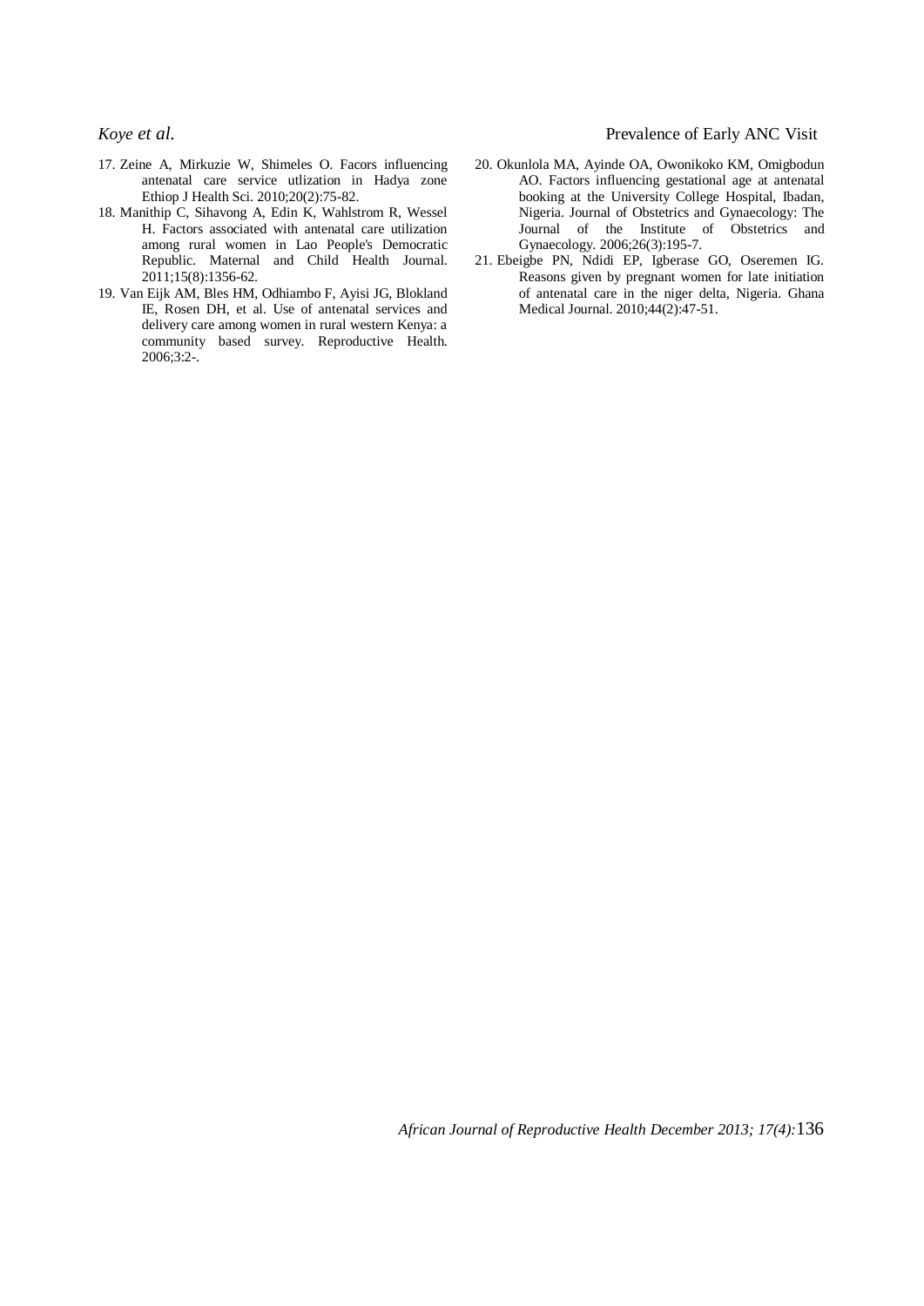17. Zeine A, Mirkuzie W, Shimeles O. Facors influencing antenatal care service utlization in Hadya zone Ethiop J Health Sci. 2010;20(2):75-82.
18. Manithip C, Sihavong A, Edin K, Wahlstrom R, Wessel H. Factors associated with antenatal care utilization among rural women in Lao People's Democratic Republic. Maternal and Child Health Journal. 2011;15(8):1356-62.
19. Van Eijk AM, Bles HM, Odhiambo F, Ayisi JG, Blokland IE, Rosen DH, et al. Use of antenatal services and delivery care among women in rural western Kenya: a community based survey. Reproductive Health. 2006;3:2-.
20. Okunlola MA, Ayinde OA, Owonikoko KM, Omigbodun AO. Factors influencing gestational age at antenatal booking at the University College Hospital, Ibadan, Nigeria. Journal of Obstetrics and Gynaecology: The Journal of the Institute of Obstetrics and Gynaecology. 2006;26(3):195-7.
21. Ebeigbe PN, Ndidi EP, Igberase GO, Oseremen IG. Reasons given by pregnant women for late initiation of antenatal care in the niger delta, Nigeria. Ghana Medical Journal. 2010;44(2):47-51.